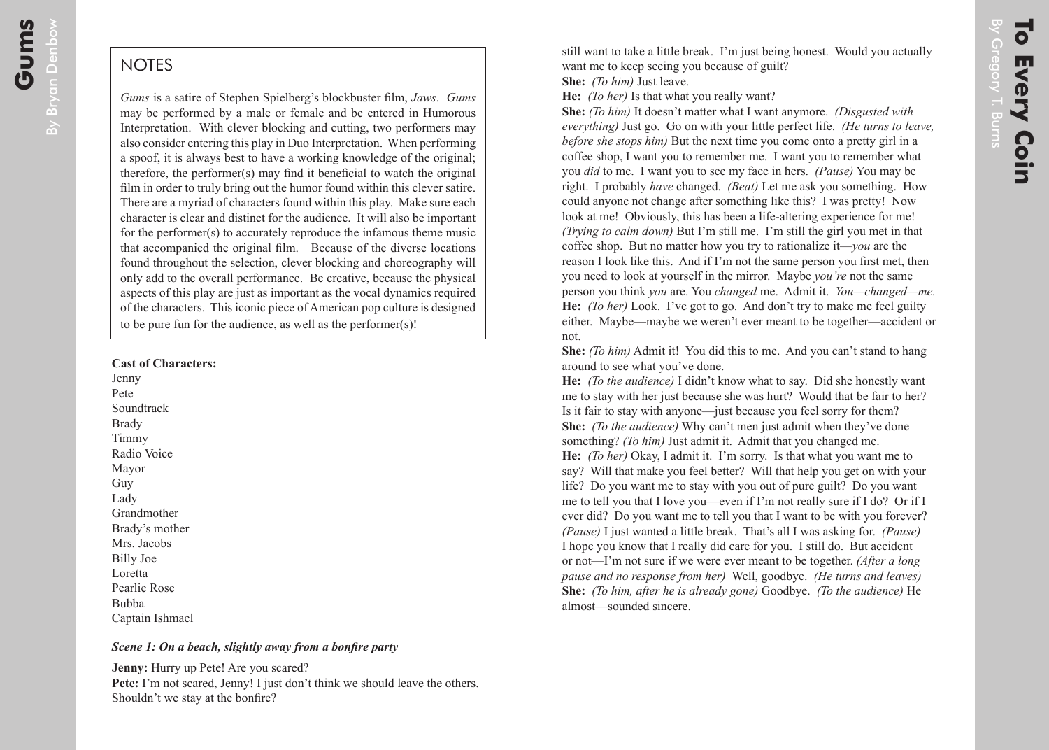## NOTES

*Gums* is a satire of Stephen Spielberg's blockbuster film, *Jaws*. *Gums* may be performed by a male or female and be entered in Humorous Interpretation. With clever blocking and cutting, two performers may also consider entering this play in Duo Interpretation. When performing a spoof, it is always best to have a working knowledge of the original; therefore, the performer(s) may find it beneficial to watch the original film in order to truly bring out the humor found within this clever satire. There are a myriad of characters found within this play. Make sure each character is clear and distinct for the audience. It will also be important for the performer(s) to accurately reproduce the infamous theme music that accompanied the original film. Because of the diverse locations found throughout the selection, clever blocking and choreography will only add to the overall performance. Be creative, because the physical aspects of this play are just as important as the vocal dynamics required of the characters. This iconic piece of American pop culture is designed to be pure fun for the audience, as well as the performer(s)!

**Cast of Characters:**
Jenny
Pete
Soundtrack
Brady
Timmy
Radio Voice
Mayor
Guy
Lady
Grandmother
Brady's mother
Mrs. Jacobs
Billy Joe
Loretta
Pearlie Rose
Bubba
Captain Ishmael

***Scene 1: On a beach, slightly away from a bonfire party***

**Jenny:** Hurry up Pete! Are you scared?
**Pete:** I'm not scared, Jenny! I just don't think we should leave the others. Shouldn't we stay at the bonfire?

still want to take a little break. I'm just being honest. Would you actually want me to keep seeing you because of guilt?
**She:** *(To him)* Just leave.
**He:** *(To her)* Is that what you really want?
**She:** *(To him)* It doesn't matter what I want anymore. *(Disgusted with everything)* Just go. Go on with your little perfect life. *(He turns to leave, before she stops him)* But the next time you come onto a pretty girl in a coffee shop, I want you to remember me. I want you to remember what you *did* to me. I want you to see my face in hers. *(Pause)* You may be right. I probably *have* changed. *(Beat)* Let me ask you something. How could anyone not change after something like this? I was pretty! Now look at me! Obviously, this has been a life-altering experience for me! *(Trying to calm down)* But I'm still me. I'm still the girl you met in that coffee shop. But no matter how you try to rationalize it—*you* are the reason I look like this. And if I'm not the same person you first met, then you need to look at yourself in the mirror. Maybe *you're* not the same person you think *you* are. You *changed* me. Admit it. *You—changed—me.*
**He:** *(To her)* Look. I've got to go. And don't try to make me feel guilty either. Maybe—maybe we weren't ever meant to be together—accident or not.
**She:** *(To him)* Admit it! You did this to me. And you can't stand to hang around to see what you've done.
**He:** *(To the audience)* I didn't know what to say. Did she honestly want me to stay with her just because she was hurt? Would that be fair to her? Is it fair to stay with anyone—just because you feel sorry for them?
**She:** *(To the audience)* Why can't men just admit when they've done something? *(To him)* Just admit it. Admit that you changed me.
**He:** *(To her)* Okay, I admit it. I'm sorry. Is that what you want me to say? Will that make you feel better? Will that help you get on with your life? Do you want me to stay with you out of pure guilt? Do you want me to tell you that I love you—even if I'm not really sure if I do? Or if I ever did? Do you want me to tell you that I want to be with you forever? *(Pause)* I just wanted a little break. That's all I was asking for. *(Pause)* I hope you know that I really did care for you. I still do. But accident or not—I'm not sure if we were ever meant to be together. *(After a long pause and no response from her)* Well, goodbye. *(He turns and leaves)*
**She:** *(To him, after he is already gone)* Goodbye. *(To the audience)* He almost—sounded sincere.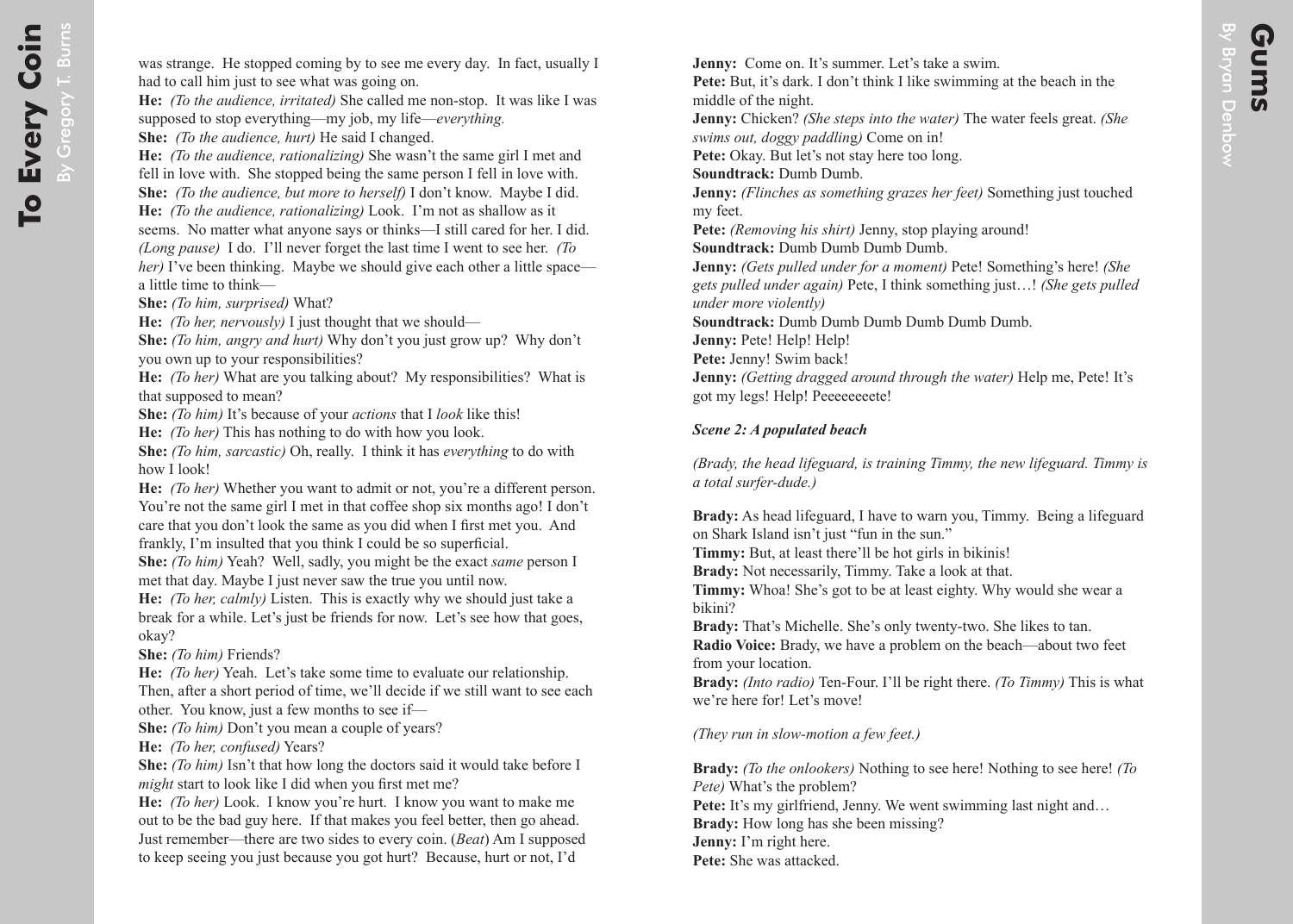was strange. He stopped coming by to see me every day. In fact, usually I had to call him just to see what was going on.

**He:** *(To the audience, irritated)* She called me non-stop. It was like I was supposed to stop everything—my job, my life—*everything.*

**She:** *(To the audience, hurt)* He said I changed.

**He:** *(To the audience, rationalizing)* She wasn't the same girl I met and fell in love with. She stopped being the same person I fell in love with.

**She:** *(To the audience, but more to herself)* I don't know. Maybe I did.

**He:** *(To the audience, rationalizing)* Look. I'm not as shallow as it seems. No matter what anyone says or thinks—I still cared for her. I did. *(Long pause)* I do. I'll never forget the last time I went to see her. *(To her)* I've been thinking. Maybe we should give each other a little space—a little time to think—

**She:** *(To him, surprised)* What?

**He:** *(To her, nervously)* I just thought that we should—

**She:** *(To him, angry and hurt)* Why don't you just grow up? Why don't you own up to your responsibilities?

**He:** *(To her)* What are you talking about? My responsibilities? What is that supposed to mean?

**She:** *(To him)* It's because of your *actions* that I *look* like this!

**He:** *(To her)* This has nothing to do with how you look.

**She:** *(To him, sarcastic)* Oh, really. I think it has *everything* to do with how I look!

**He:** *(To her)* Whether you want to admit or not, you're a different person. You're not the same girl I met in that coffee shop six months ago! I don't care that you don't look the same as you did when I first met you. And frankly, I'm insulted that you think I could be so superficial.

**She:** *(To him)* Yeah? Well, sadly, you might be the exact *same* person I met that day. Maybe I just never saw the true you until now.

**He:** *(To her, calmly)* Listen. This is exactly why we should just take a break for a while. Let's just be friends for now. Let's see how that goes, okay?

**She:** *(To him)* Friends?

**He:** *(To her)* Yeah. Let's take some time to evaluate our relationship. Then, after a short period of time, we'll decide if we still want to see each other. You know, just a few months to see if—

**She:** *(To him)* Don't you mean a couple of years?

**He:** *(To her, confused)* Years?

**She:** *(To him)* Isn't that how long the doctors said it would take before I *might* start to look like I did when you first met me?

**He:** *(To her)* Look. I know you're hurt. I know you want to make me out to be the bad guy here. If that makes you feel better, then go ahead. Just remember—there are two sides to every coin. (*Beat*) Am I supposed to keep seeing you just because you got hurt? Because, hurt or not, I'd

**Jenny:** Come on. It's summer. Let's take a swim.

**Pete:** But, it's dark. I don't think I like swimming at the beach in the middle of the night.

**Jenny:** Chicken? *(She steps into the water)* The water feels great. *(She swims out, doggy paddling)* Come on in!

**Pete:** Okay. But let's not stay here too long.

**Soundtrack:** Dumb Dumb.

**Jenny:** *(Flinches as something grazes her feet)* Something just touched my feet.

**Pete:** *(Removing his shirt)* Jenny, stop playing around!

**Soundtrack:** Dumb Dumb Dumb Dumb.

**Jenny:** *(Gets pulled under for a moment)* Pete! Something's here! *(She gets pulled under again)* Pete, I think something just…! *(She gets pulled under more violently)*

**Soundtrack:** Dumb Dumb Dumb Dumb Dumb Dumb.

**Jenny:** Pete! Help! Help!

**Pete:** Jenny! Swim back!

**Jenny:** *(Getting dragged around through the water)* Help me, Pete! It's got my legs! Help! Peeeeeeeete!

***Scene 2: A populated beach***

*(Brady, the head lifeguard, is training Timmy, the new lifeguard. Timmy is a total surfer-dude.)*

**Brady:** As head lifeguard, I have to warn you, Timmy. Being a lifeguard on Shark Island isn't just "fun in the sun."

**Timmy:** But, at least there'll be hot girls in bikinis!

**Brady:** Not necessarily, Timmy. Take a look at that.

**Timmy:** Whoa! She's got to be at least eighty. Why would she wear a bikini?

**Brady:** That's Michelle. She's only twenty-two. She likes to tan.

**Radio Voice:** Brady, we have a problem on the beach—about two feet from your location.

**Brady:** *(Into radio)* Ten-Four. I'll be right there. *(To Timmy)* This is what we're here for! Let's move!

*(They run in slow-motion a few feet.)*

**Brady:** *(To the onlookers)* Nothing to see here! Nothing to see here! *(To Pete)* What's the problem?

**Pete:** It's my girlfriend, Jenny. We went swimming last night and…

**Brady:** How long has she been missing?

**Jenny:** I'm right here.

**Pete:** She was attacked.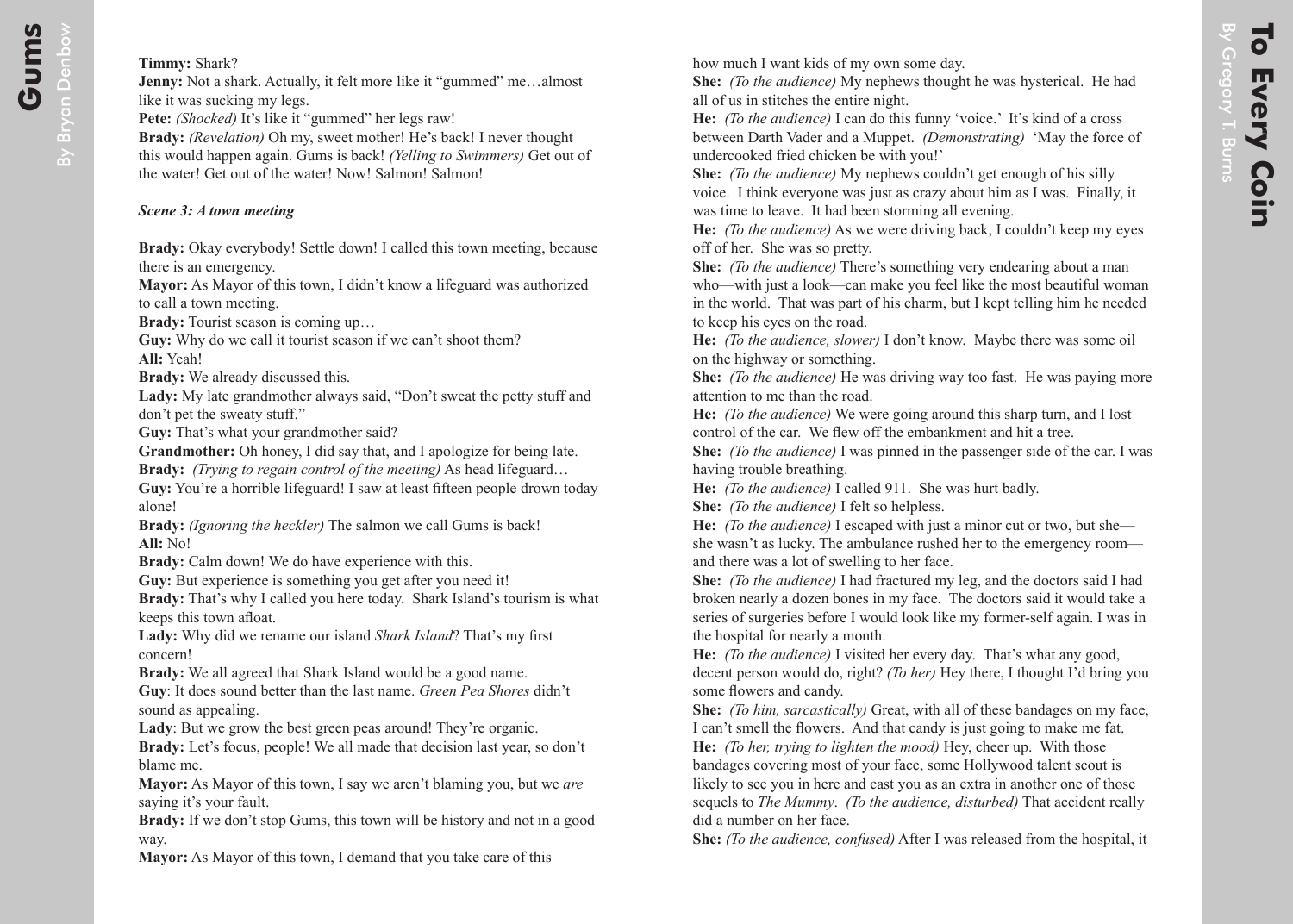**Timmy:** Shark?

**Jenny:** Not a shark. Actually, it felt more like it "gummed" me…almost like it was sucking my legs.

**Pete:** *(Shocked)* It's like it "gummed" her legs raw!

**Brady:** *(Revelation)* Oh my, sweet mother! He's back! I never thought this would happen again. Gums is back! *(Yelling to Swimmers)* Get out of the water! Get out of the water! Now! Salmon! Salmon!

***Scene 3: A town meeting***

**Brady:** Okay everybody! Settle down! I called this town meeting, because there is an emergency.

**Mayor:** As Mayor of this town, I didn't know a lifeguard was authorized to call a town meeting.

**Brady:** Tourist season is coming up…

**Guy:** Why do we call it tourist season if we can't shoot them?

**All:** Yeah!

**Brady:** We already discussed this.

**Lady:** My late grandmother always said, "Don't sweat the petty stuff and don't pet the sweaty stuff."

**Guy:** That's what your grandmother said?

**Grandmother:** Oh honey, I did say that, and I apologize for being late.

**Brady:** *(Trying to regain control of the meeting)* As head lifeguard…

**Guy:** You're a horrible lifeguard! I saw at least fifteen people drown today alone!

**Brady:** *(Ignoring the heckler)* The salmon we call Gums is back!

**All:** No!

**Brady:** Calm down! We do have experience with this.

**Guy:** But experience is something you get after you need it!

**Brady:** That's why I called you here today. Shark Island's tourism is what keeps this town afloat.

**Lady:** Why did we rename our island *Shark Island*? That's my first concern!

**Brady:** We all agreed that Shark Island would be a good name.

**Guy**: It does sound better than the last name. *Green Pea Shores* didn't sound as appealing.

**Lady**: But we grow the best green peas around! They're organic.

**Brady:** Let's focus, people! We all made that decision last year, so don't blame me.

**Mayor:** As Mayor of this town, I say we aren't blaming you, but we *are* saying it's your fault.

**Brady:** If we don't stop Gums, this town will be history and not in a good way.

**Mayor:** As Mayor of this town, I demand that you take care of this

how much I want kids of my own some day.

**She:** *(To the audience)* My nephews thought he was hysterical. He had all of us in stitches the entire night.

**He:** *(To the audience)* I can do this funny 'voice.' It's kind of a cross between Darth Vader and a Muppet. *(Demonstrating)* 'May the force of undercooked fried chicken be with you!'

**She:** *(To the audience)* My nephews couldn't get enough of his silly voice. I think everyone was just as crazy about him as I was. Finally, it was time to leave. It had been storming all evening.

**He:** *(To the audience)* As we were driving back, I couldn't keep my eyes off of her. She was so pretty.

**She:** *(To the audience)* There's something very endearing about a man who—with just a look—can make you feel like the most beautiful woman in the world. That was part of his charm, but I kept telling him he needed to keep his eyes on the road.

**He:** *(To the audience, slower)* I don't know. Maybe there was some oil on the highway or something.

**She:** *(To the audience)* He was driving way too fast. He was paying more attention to me than the road.

**He:** *(To the audience)* We were going around this sharp turn, and I lost control of the car. We flew off the embankment and hit a tree.

**She:** *(To the audience)* I was pinned in the passenger side of the car. I was having trouble breathing.

**He:** *(To the audience)* I called 911. She was hurt badly.

**She:** *(To the audience)* I felt so helpless.

**He:** *(To the audience)* I escaped with just a minor cut or two, but she—she wasn't as lucky. The ambulance rushed her to the emergency room—and there was a lot of swelling to her face.

**She:** *(To the audience)* I had fractured my leg, and the doctors said I had broken nearly a dozen bones in my face. The doctors said it would take a series of surgeries before I would look like my former-self again. I was in the hospital for nearly a month.

**He:** *(To the audience)* I visited her every day. That's what any good, decent person would do, right? *(To her)* Hey there, I thought I'd bring you some flowers and candy.

**She:** *(To him, sarcastically)* Great, with all of these bandages on my face, I can't smell the flowers. And that candy is just going to make me fat.

**He:** *(To her, trying to lighten the mood)* Hey, cheer up. With those bandages covering most of your face, some Hollywood talent scout is likely to see you in here and cast you as an extra in another one of those sequels to *The Mummy*. *(To the audience, disturbed)* That accident really did a number on her face.

**She:** *(To the audience, confused)* After I was released from the hospital, it